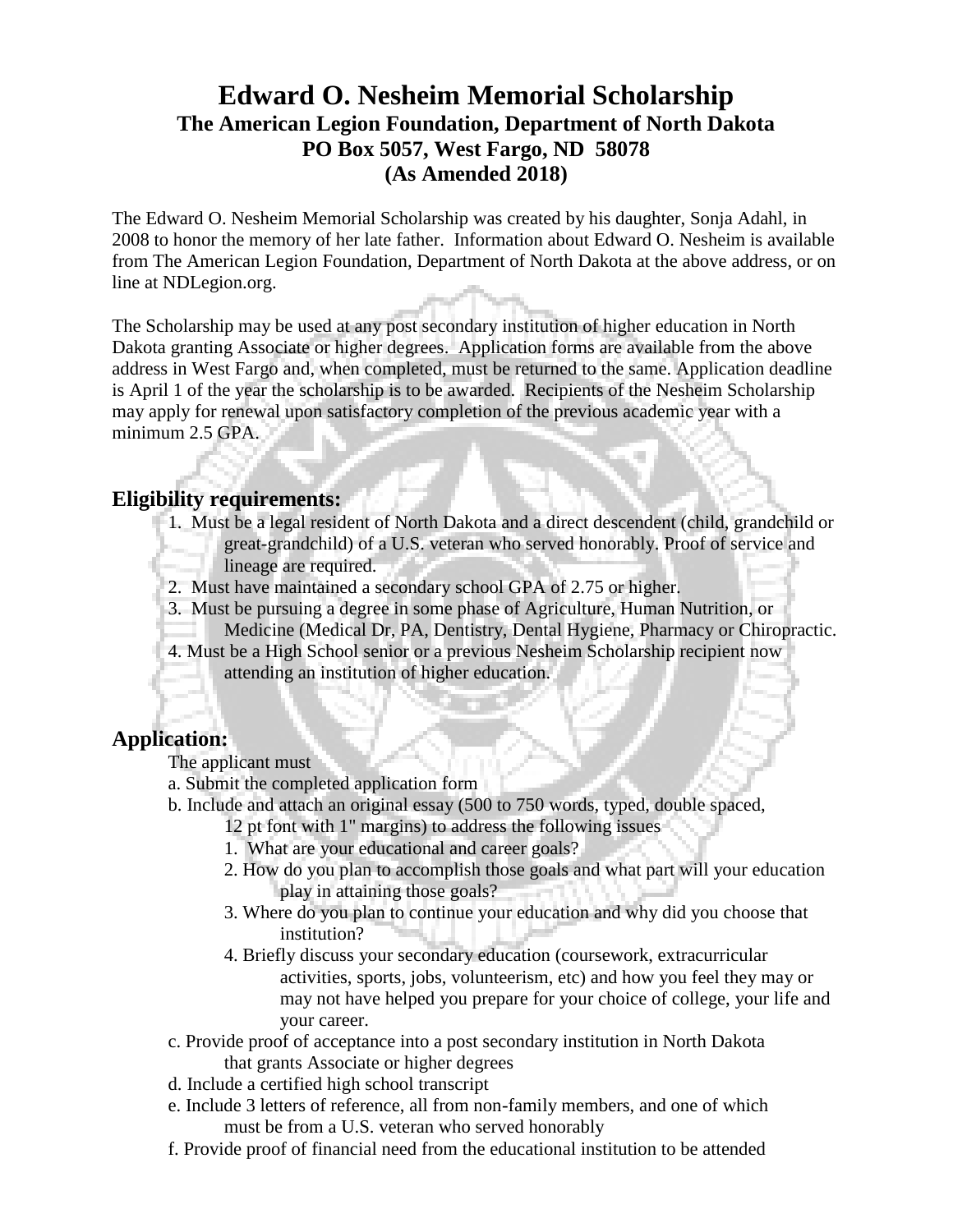# Edward O. Nesheim Memorial Scholarship

## The American Legion Foundation, Department of North Dakota
## PO Box 5057, West Fargo, ND 58078
## (As Amended 2018)

The Edward O. Nesheim Memorial Scholarship was created by his daughter, Sonja Adahl, in 2008 to honor the memory of her late father. Information about Edward O. Nesheim is available from The American Legion Foundation, Department of North Dakota at the above address, or on line at NDLegion.org.

The Scholarship may be used at any post secondary institution of higher education in North Dakota granting Associate or higher degrees. Application forms are available from the above address in West Fargo and, when completed, must be returned to the same. Application deadline is April 1 of the year the scholarship is to be awarded. Recipients of the Nesheim Scholarship may apply for renewal upon satisfactory completion of the previous academic year with a minimum 2.5 GPA.

## Eligibility requirements:

1. Must be a legal resident of North Dakota and a direct descendent (child, grandchild or great-grandchild) of a U.S. veteran who served honorably. Proof of service and lineage are required.
2. Must have maintained a secondary school GPA of 2.75 or higher.
3. Must be pursuing a degree in some phase of Agriculture, Human Nutrition, or Medicine (Medical Dr, PA, Dentistry, Dental Hygiene, Pharmacy or Chiropractic.
4. Must be a High School senior or a previous Nesheim Scholarship recipient now attending an institution of higher education.

## Application:

The applicant must

a. Submit the completed application form

b. Include and attach an original essay (500 to 750 words, typed, double spaced, 12 pt font with 1" margins) to address the following issues

1. What are your educational and career goals?
2. How do you plan to accomplish those goals and what part will your education play in attaining those goals?
3. Where do you plan to continue your education and why did you choose that institution?
4. Briefly discuss your secondary education (coursework, extracurricular activities, sports, jobs, volunteerism, etc) and how you feel they may or may not have helped you prepare for your choice of college, your life and your career.

c. Provide proof of acceptance into a post secondary institution in North Dakota that grants Associate or higher degrees

d. Include a certified high school transcript

e. Include 3 letters of reference, all from non-family members, and one of which must be from a U.S. veteran who served honorably

f. Provide proof of financial need from the educational institution to be attended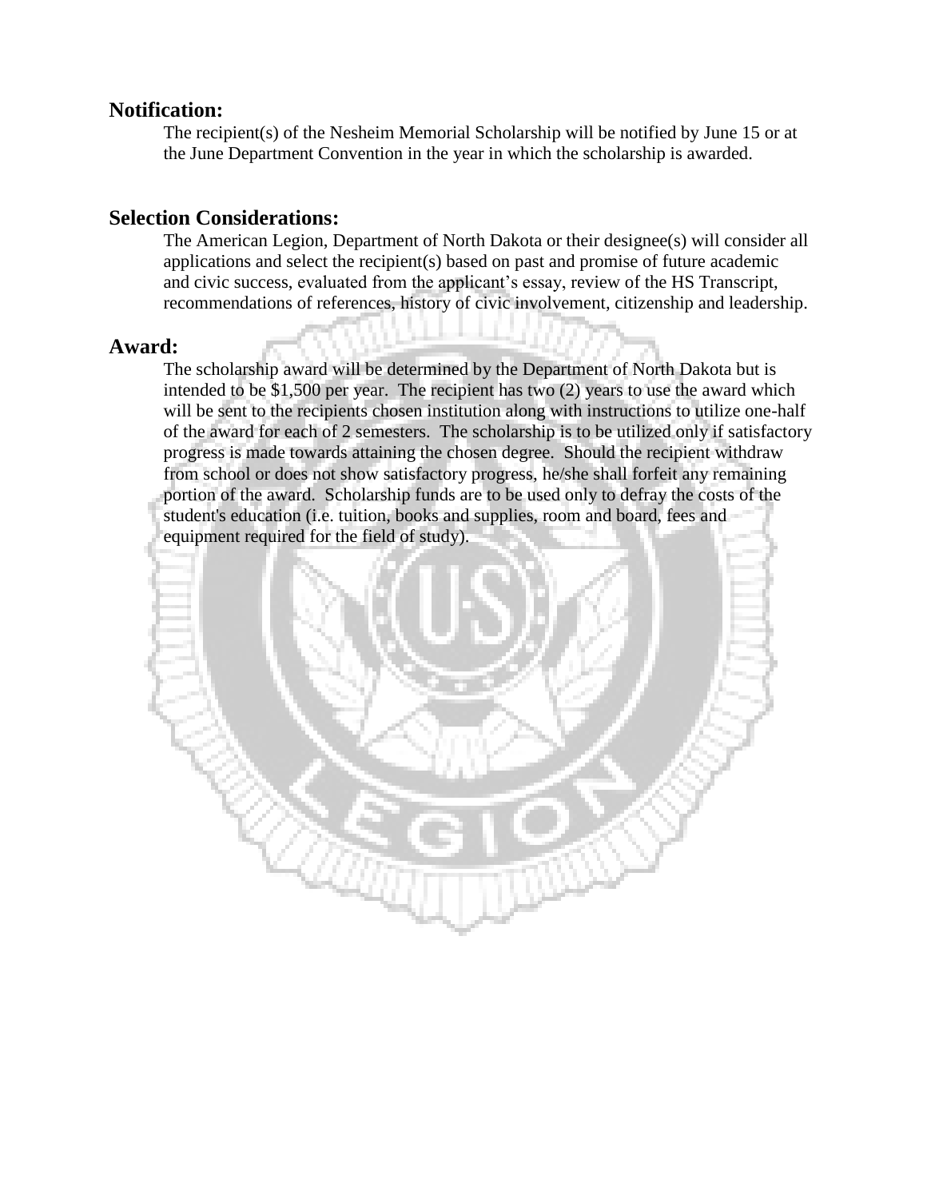## Notification:

The recipient(s) of the Nesheim Memorial Scholarship will be notified by June 15 or at the June Department Convention in the year in which the scholarship is awarded.

## Selection Considerations:

The American Legion, Department of North Dakota or their designee(s) will consider all applications and select the recipient(s) based on past and promise of future academic and civic success, evaluated from the applicant's essay, review of the HS Transcript, recommendations of references, history of civic involvement, citizenship and leadership.

## Award:

The scholarship award will be determined by the Department of North Dakota but is intended to be $1,500 per year. The recipient has two (2) years to use the award which will be sent to the recipients chosen institution along with instructions to utilize one-half of the award for each of 2 semesters. The scholarship is to be utilized only if satisfactory progress is made towards attaining the chosen degree. Should the recipient withdraw from school or does not show satisfactory progress, he/she shall forfeit any remaining portion of the award. Scholarship funds are to be used only to defray the costs of the student's education (i.e. tuition, books and supplies, room and board, fees and equipment required for the field of study).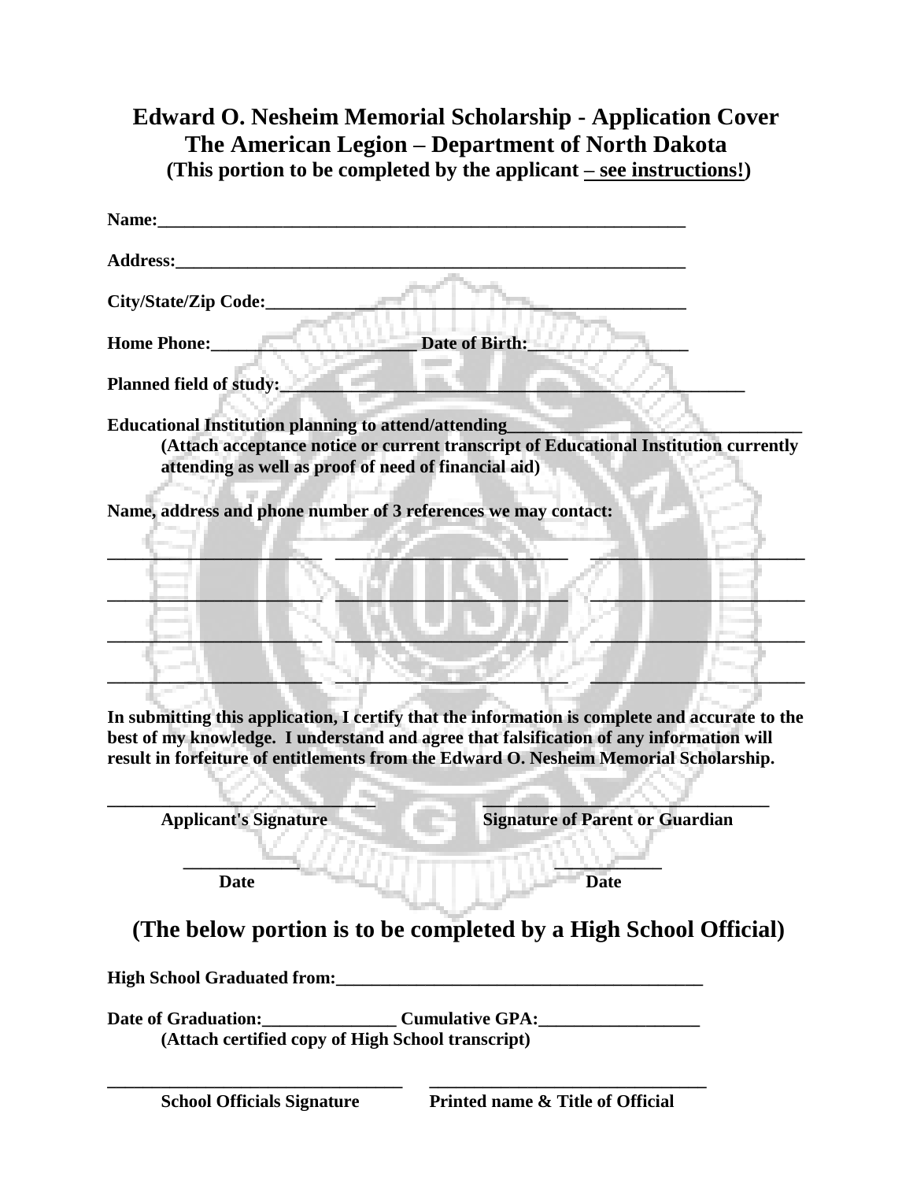# Edward O. Nesheim Memorial Scholarship - Application Cover
## The American Legion – Department of North Dakota
**(This portion to be completed by the applicant – see instructions!)**

**Name:**_____________________________________________________________

**Address:**___________________________________________________________

**City/State/Zip Code:**________________________________________________

**Home Phone:**________________________ **Date of Birth:**__________________

**Planned field of study:**__________________________________________________

**Educational Institution planning to attend/attending**__________________________________

**(Attach acceptance notice or current transcript of Educational Institution currently attending as well as proof of need of financial aid)**

**Name, address and phone number of 3 references we may contact:**

_______________________ _________________________ _______________________

_______________________ _________________________ _______________________

_______________________ _________________________ _______________________

_______________________ _________________________ _______________________

**In submitting this application, I certify that the information is complete and accurate to the best of my knowledge. I understand and agree that falsification of any information will result in forfeiture of entitlements from the Edward O. Nesheim Memorial Scholarship.**

_____________________________ _______________________________

**Applicant's Signature** **Signature of Parent or Guardian**

_____________ ____________

**Date** **Date**

## (The below portion is to be completed by a High School Official)

**High School Graduated from:**_________________________________________

**Date of Graduation:**_______________ **Cumulative GPA:**__________________

**(Attach certified copy of High School transcript)**

________________________________ ______________________________

**School Officials Signature** **Printed name & Title of Official**